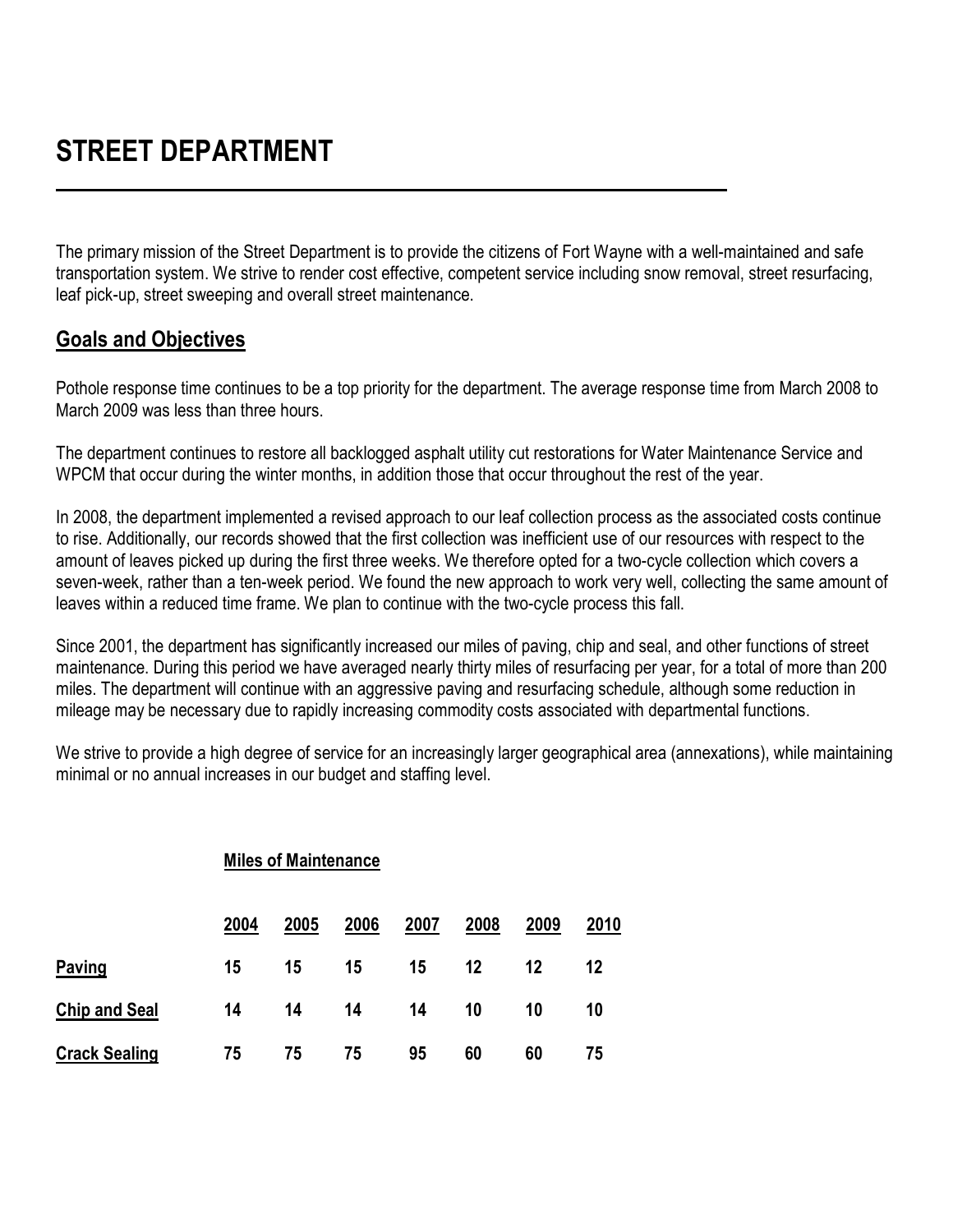# STREET DEPARTMENT

The primary mission of the Street Department is to provide the citizens of Fort Wayne with a well-maintained and safe transportation system. We strive to render cost effective, competent service including snow removal, street resurfacing, leaf pick-up, street sweeping and overall street maintenance.

## Goals and Objectives

Pothole response time continues to be a top priority for the department. The average response time from March 2008 to March 2009 was less than three hours.

The department continues to restore all backlogged asphalt utility cut restorations for Water Maintenance Service and WPCM that occur during the winter months, in addition those that occur throughout the rest of the year.

In 2008, the department implemented a revised approach to our leaf collection process as the associated costs continue to rise. Additionally, our records showed that the first collection was inefficient use of our resources with respect to the amount of leaves picked up during the first three weeks. We therefore opted for a two-cycle collection which covers a seven-week, rather than a ten-week period. We found the new approach to work very well, collecting the same amount of leaves within a reduced time frame. We plan to continue with the two-cycle process this fall.

Since 2001, the department has significantly increased our miles of paving, chip and seal, and other functions of street maintenance. During this period we have averaged nearly thirty miles of resurfacing per year, for a total of more than 200 miles. The department will continue with an aggressive paving and resurfacing schedule, although some reduction in mileage may be necessary due to rapidly increasing commodity costs associated with departmental functions.

We strive to provide a high degree of service for an increasingly larger geographical area (annexations), while maintaining minimal or no annual increases in our budget and staffing level.

**Miles of Maintenance**

| | 2004 | 2005 | 2006 | 2007 | 2008 | 2009 | 2010 |
|---|---|---|---|---|---|---|---|
| **Paving** | 15 | 15 | 15 | 15 | 12 | 12 | 12 |
| **Chip and Seal** | 14 | 14 | 14 | 14 | 10 | 10 | 10 |
| **Crack Sealing** | 75 | 75 | 75 | 95 | 60 | 60 | 75 |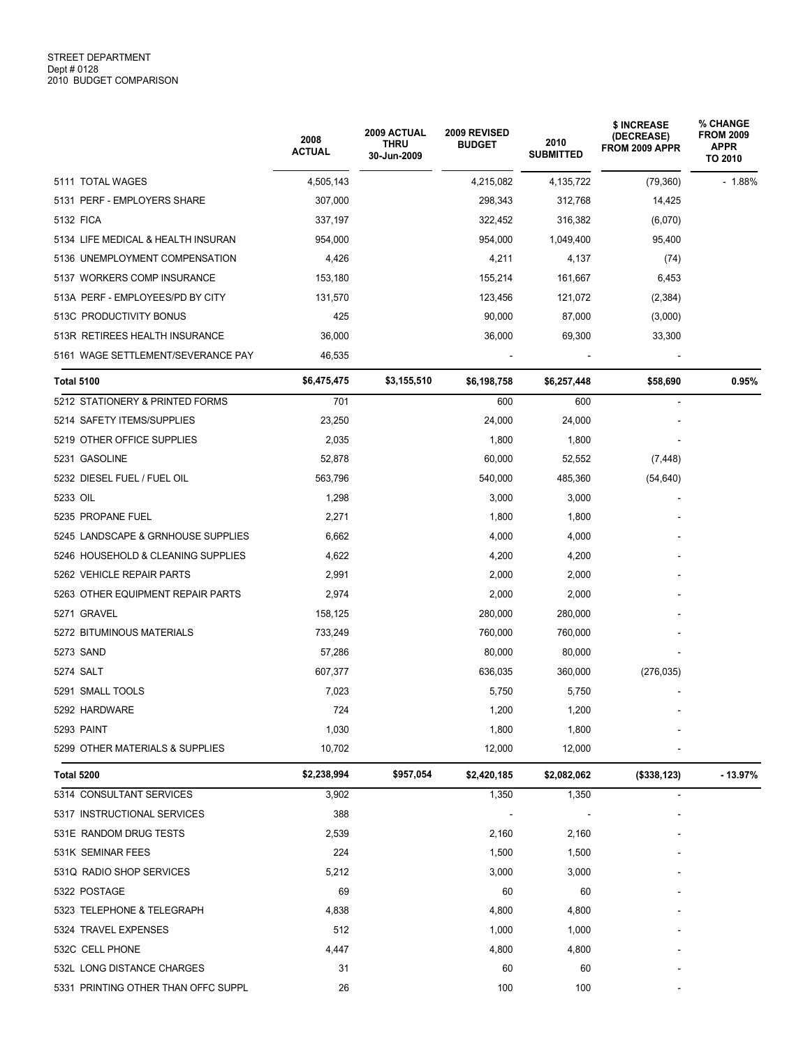STREET DEPARTMENT
Dept # 0128
2010 BUDGET COMPARISON

| | 2008 ACTUAL | 2009 ACTUAL THRU 30-Jun-2009 | 2009 REVISED BUDGET | 2010 SUBMITTED | $ INCREASE (DECREASE) FROM 2009 APPR | % CHANGE FROM 2009 APPR TO 2010 |
|---|---|---|---|---|---|---|
| 5111 TOTAL WAGES | 4,505,143 | | 4,215,082 | 4,135,722 | (79,360) | - 1.88% |
| 5131 PERF - EMPLOYERS SHARE | 307,000 | | 298,343 | 312,768 | 14,425 | |
| 5132 FICA | 337,197 | | 322,452 | 316,382 | (6,070) | |
| 5134 LIFE MEDICAL & HEALTH INSURAN | 954,000 | | 954,000 | 1,049,400 | 95,400 | |
| 5136 UNEMPLOYMENT COMPENSATION | 4,426 | | 4,211 | 4,137 | (74) | |
| 5137 WORKERS COMP INSURANCE | 153,180 | | 155,214 | 161,667 | 6,453 | |
| 513A PERF - EMPLOYEES/PD BY CITY | 131,570 | | 123,456 | 121,072 | (2,384) | |
| 513C PRODUCTIVITY BONUS | 425 | | 90,000 | 87,000 | (3,000) | |
| 513R RETIREES HEALTH INSURANCE | 36,000 | | 36,000 | 69,300 | 33,300 | |
| 5161 WAGE SETTLEMENT/SEVERANCE PAY | 46,535 | | - | - | - | |
| **Total 5100** | **$6,475,475** | **$3,155,510** | **$6,198,758** | **$6,257,448** | **$58,690** | **0.95%** |
| 5212 STATIONERY & PRINTED FORMS | 701 | | 600 | 600 | - | |
| 5214 SAFETY ITEMS/SUPPLIES | 23,250 | | 24,000 | 24,000 | - | |
| 5219 OTHER OFFICE SUPPLIES | 2,035 | | 1,800 | 1,800 | - | |
| 5231 GASOLINE | 52,878 | | 60,000 | 52,552 | (7,448) | |
| 5232 DIESEL FUEL / FUEL OIL | 563,796 | | 540,000 | 485,360 | (54,640) | |
| 5233 OIL | 1,298 | | 3,000 | 3,000 | - | |
| 5235 PROPANE FUEL | 2,271 | | 1,800 | 1,800 | - | |
| 5245 LANDSCAPE & GRNHOUSE SUPPLIES | 6,662 | | 4,000 | 4,000 | - | |
| 5246 HOUSEHOLD & CLEANING SUPPLIES | 4,622 | | 4,200 | 4,200 | - | |
| 5262 VEHICLE REPAIR PARTS | 2,991 | | 2,000 | 2,000 | - | |
| 5263 OTHER EQUIPMENT REPAIR PARTS | 2,974 | | 2,000 | 2,000 | - | |
| 5271 GRAVEL | 158,125 | | 280,000 | 280,000 | - | |
| 5272 BITUMINOUS MATERIALS | 733,249 | | 760,000 | 760,000 | - | |
| 5273 SAND | 57,286 | | 80,000 | 80,000 | - | |
| 5274 SALT | 607,377 | | 636,035 | 360,000 | (276,035) | |
| 5291 SMALL TOOLS | 7,023 | | 5,750 | 5,750 | - | |
| 5292 HARDWARE | 724 | | 1,200 | 1,200 | - | |
| 5293 PAINT | 1,030 | | 1,800 | 1,800 | - | |
| 5299 OTHER MATERIALS & SUPPLIES | 10,702 | | 12,000 | 12,000 | - | |
| **Total 5200** | **$2,238,994** | **$957,054** | **$2,420,185** | **$2,082,062** | **($338,123)** | **- 13.97%** |
| 5314 CONSULTANT SERVICES | 3,902 | | 1,350 | 1,350 | - | |
| 5317 INSTRUCTIONAL SERVICES | 388 | | - | - | - | |
| 531E RANDOM DRUG TESTS | 2,539 | | 2,160 | 2,160 | - | |
| 531K SEMINAR FEES | 224 | | 1,500 | 1,500 | - | |
| 531Q RADIO SHOP SERVICES | 5,212 | | 3,000 | 3,000 | - | |
| 5322 POSTAGE | 69 | | 60 | 60 | - | |
| 5323 TELEPHONE & TELEGRAPH | 4,838 | | 4,800 | 4,800 | - | |
| 5324 TRAVEL EXPENSES | 512 | | 1,000 | 1,000 | - | |
| 532C CELL PHONE | 4,447 | | 4,800 | 4,800 | - | |
| 532L LONG DISTANCE CHARGES | 31 | | 60 | 60 | - | |
| 5331 PRINTING OTHER THAN OFFC SUPPL | 26 | | 100 | 100 | - | |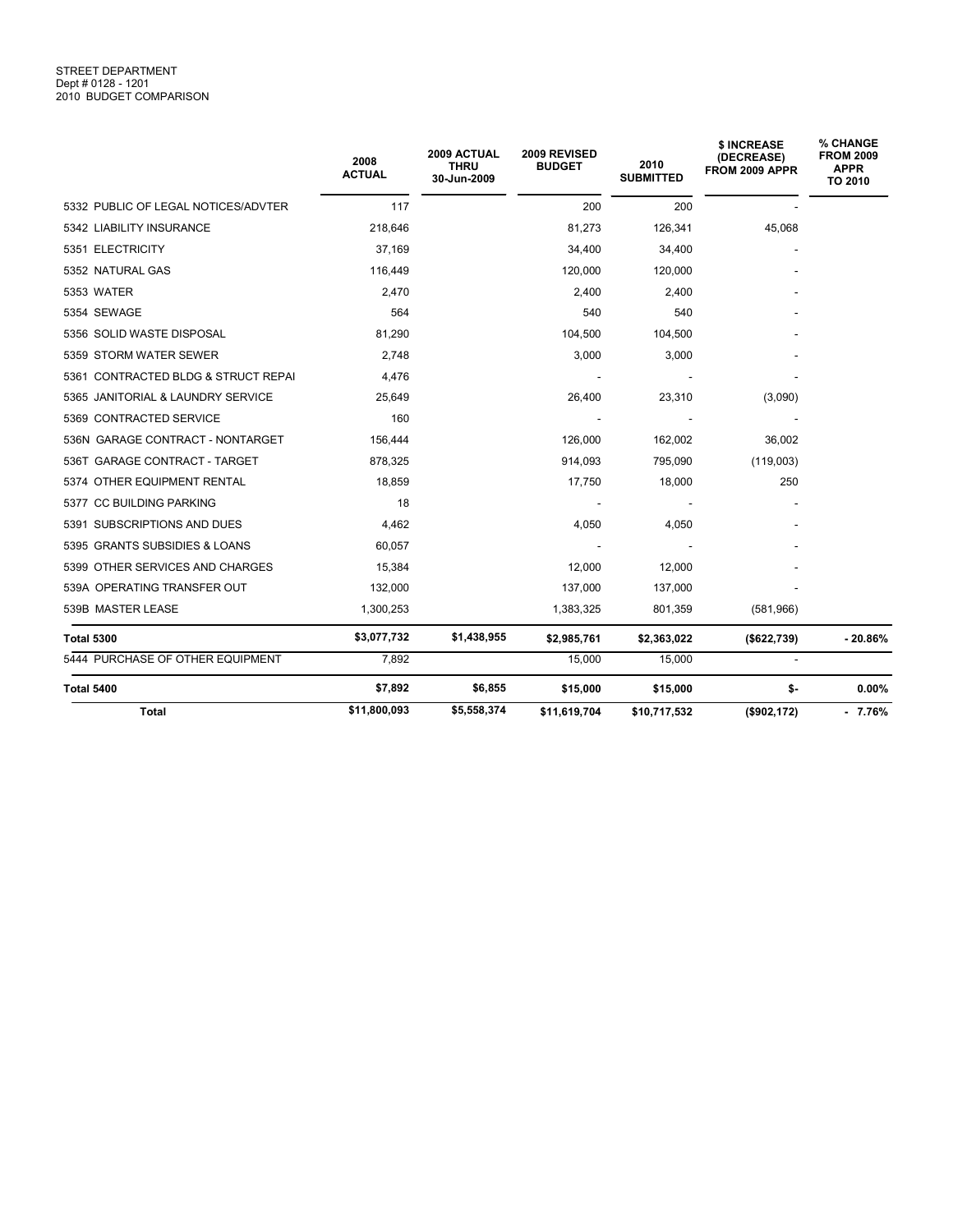STREET DEPARTMENT
Dept # 0128 - 1201
2010 BUDGET COMPARISON

| | 2008 ACTUAL | 2009 ACTUAL THRU 30-Jun-2009 | 2009 REVISED BUDGET | 2010 SUBMITTED | $ INCREASE (DECREASE) FROM 2009 APPR | % CHANGE FROM 2009 APPR TO 2010 |
|---|---|---|---|---|---|---|
| 5332 PUBLIC OF LEGAL NOTICES/ADVTER | 117 | | 200 | 200 | - | |
| 5342 LIABILITY INSURANCE | 218,646 | | 81,273 | 126,341 | 45,068 | |
| 5351 ELECTRICITY | 37,169 | | 34,400 | 34,400 | - | |
| 5352 NATURAL GAS | 116,449 | | 120,000 | 120,000 | - | |
| 5353 WATER | 2,470 | | 2,400 | 2,400 | - | |
| 5354 SEWAGE | 564 | | 540 | 540 | - | |
| 5356 SOLID WASTE DISPOSAL | 81,290 | | 104,500 | 104,500 | - | |
| 5359 STORM WATER SEWER | 2,748 | | 3,000 | 3,000 | - | |
| 5361 CONTRACTED BLDG & STRUCT REPAI | 4,476 | | - | - | - | |
| 5365 JANITORIAL & LAUNDRY SERVICE | 25,649 | | 26,400 | 23,310 | (3,090) | |
| 5369 CONTRACTED SERVICE | 160 | | - | - | - | |
| 536N GARAGE CONTRACT - NONTARGET | 156,444 | | 126,000 | 162,002 | 36,002 | |
| 536T GARAGE CONTRACT - TARGET | 878,325 | | 914,093 | 795,090 | (119,003) | |
| 5374 OTHER EQUIPMENT RENTAL | 18,859 | | 17,750 | 18,000 | 250 | |
| 5377 CC BUILDING PARKING | 18 | | - | - | - | |
| 5391 SUBSCRIPTIONS AND DUES | 4,462 | | 4,050 | 4,050 | - | |
| 5395 GRANTS SUBSIDIES & LOANS | 60,057 | | - | - | - | |
| 5399 OTHER SERVICES AND CHARGES | 15,384 | | 12,000 | 12,000 | - | |
| 539A OPERATING TRANSFER OUT | 132,000 | | 137,000 | 137,000 | - | |
| 539B MASTER LEASE | 1,300,253 | | 1,383,325 | 801,359 | (581,966) | |
| **Total 5300** | **$3,077,732** | **$1,438,955** | **$2,985,761** | **$2,363,022** | **($622,739)** | **- 20.86%** |
| 5444 PURCHASE OF OTHER EQUIPMENT | 7,892 | | 15,000 | 15,000 | - | |
| **Total 5400** | **$7,892** | **$6,855** | **$15,000** | **$15,000** | **$-** | **0.00%** |
| **Total** | **$11,800,093** | **$5,558,374** | **$11,619,704** | **$10,717,532** | **($902,172)** | **- 7.76%** |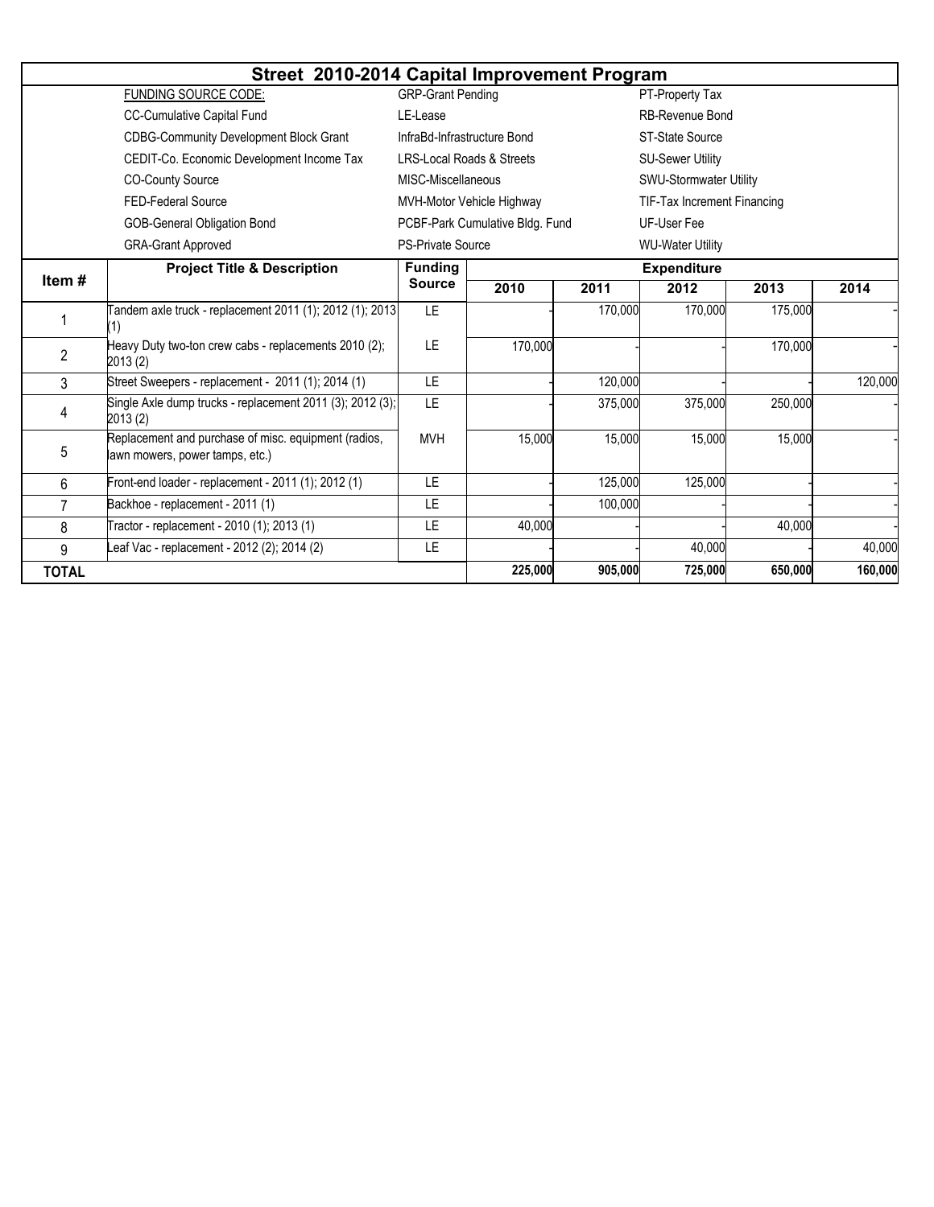# Street 2010-2014 Capital Improvement Program

| | | |
|---|---|---|
| FUNDING SOURCE CODE: | GRP-Grant Pending | PT-Property Tax |
| CC-Cumulative Capital Fund | LE-Lease | RB-Revenue Bond |
| CDBG-Community Development Block Grant | InfraBd-Infrastructure Bond | ST-State Source |
| CEDIT-Co. Economic Development Income Tax | LRS-Local Roads & Streets | SU-Sewer Utility |
| CO-County Source | MISC-Miscellaneous | SWU-Stormwater Utility |
| FED-Federal Source | MVH-Motor Vehicle Highway | TIF-Tax Increment Financing |
| GOB-General Obligation Bond | PCBF-Park Cumulative Bldg. Fund | UF-User Fee |
| GRA-Grant Approved | PS-Private Source | WU-Water Utility |

| Item # | Project Title & Description | Funding Source | Expenditure | | | | |
|---|---|---|---|---|---|---|---|
| | | | 2010 | 2011 | 2012 | 2013 | 2014 |
| 1 | Tandem axle truck - replacement 2011 (1); 2012 (1); 2013 (1) | LE | - | 170,000 | 170,000 | 175,000 | - |
| 2 | Heavy Duty two-ton crew cabs - replacements 2010 (2); 2013 (2) | LE | 170,000 | - | - | 170,000 | - |
| 3 | Street Sweepers - replacement - 2011 (1); 2014 (1) | LE | - | 120,000 | - | - | 120,000 |
| 4 | Single Axle dump trucks - replacement 2011 (3); 2012 (3); 2013 (2) | LE | - | 375,000 | 375,000 | 250,000 | - |
| 5 | Replacement and purchase of misc. equipment (radios, lawn mowers, power tamps, etc.) | MVH | 15,000 | 15,000 | 15,000 | 15,000 | - |
| 6 | Front-end loader - replacement - 2011 (1); 2012 (1) | LE | - | 125,000 | 125,000 | - | - |
| 7 | Backhoe - replacement - 2011 (1) | LE | - | 100,000 | - | - | - |
| 8 | Tractor - replacement - 2010 (1); 2013 (1) | LE | 40,000 | - | - | 40,000 | - |
| 9 | Leaf Vac - replacement - 2012 (2); 2014 (2) | LE | - | - | 40,000 | - | 40,000 |
| **TOTAL** | | | **225,000** | **905,000** | **725,000** | **650,000** | **160,000** |